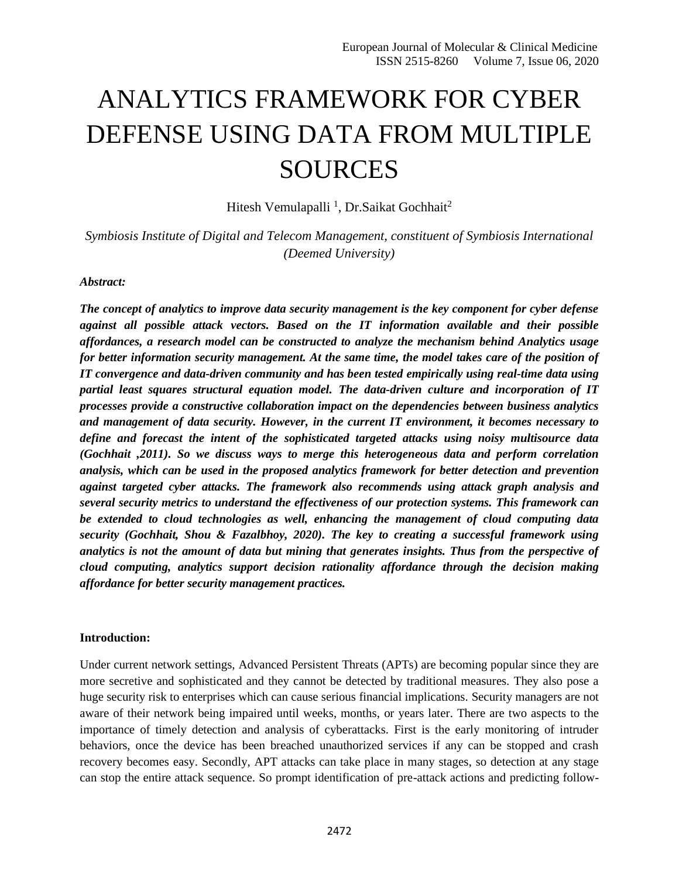# ANALYTICS FRAMEWORK FOR CYBER DEFENSE USING DATA FROM MULTIPLE SOURCES

Hitesh Vemulapalli [1], Dr.Saikat Gochhait[2]

*Symbiosis Institute of Digital and Telecom Management, constituent of Symbiosis International (Deemed University)*

***Abstract:***

***The concept of analytics to improve data security management is the key component for cyber defense against all possible attack vectors. Based on the IT information available and their possible affordances, a research model can be constructed to analyze the mechanism behind Analytics usage for better information security management. At the same time, the model takes care of the position of IT convergence and data-driven community and has been tested empirically using real-time data using partial least squares structural equation model. The data-driven culture and incorporation of IT processes provide a constructive collaboration impact on the dependencies between business analytics and management of data security. However, in the current IT environment, it becomes necessary to define and forecast the intent of the sophisticated targeted attacks using noisy multisource data (Gochhait ,2011). So we discuss ways to merge this heterogeneous data and perform correlation analysis, which can be used in the proposed analytics framework for better detection and prevention against targeted cyber attacks. The framework also recommends using attack graph analysis and several security metrics to understand the effectiveness of our protection systems. This framework can be extended to cloud technologies as well, enhancing the management of cloud computing data security (Gochhait, Shou & Fazalbhoy, 2020). The key to creating a successful framework using analytics is not the amount of data but mining that generates insights. Thus from the perspective of cloud computing, analytics support decision rationality affordance through the decision making affordance for better security management practices.***

**Introduction:**

Under current network settings, Advanced Persistent Threats (APTs) are becoming popular since they are more secretive and sophisticated and they cannot be detected by traditional measures. They also pose a huge security risk to enterprises which can cause serious financial implications. Security managers are not aware of their network being impaired until weeks, months, or years later. There are two aspects to the importance of timely detection and analysis of cyberattacks. First is the early monitoring of intruder behaviors, once the device has been breached unauthorized services if any can be stopped and crash recovery becomes easy. Secondly, APT attacks can take place in many stages, so detection at any stage can stop the entire attack sequence. So prompt identification of pre-attack actions and predicting follow-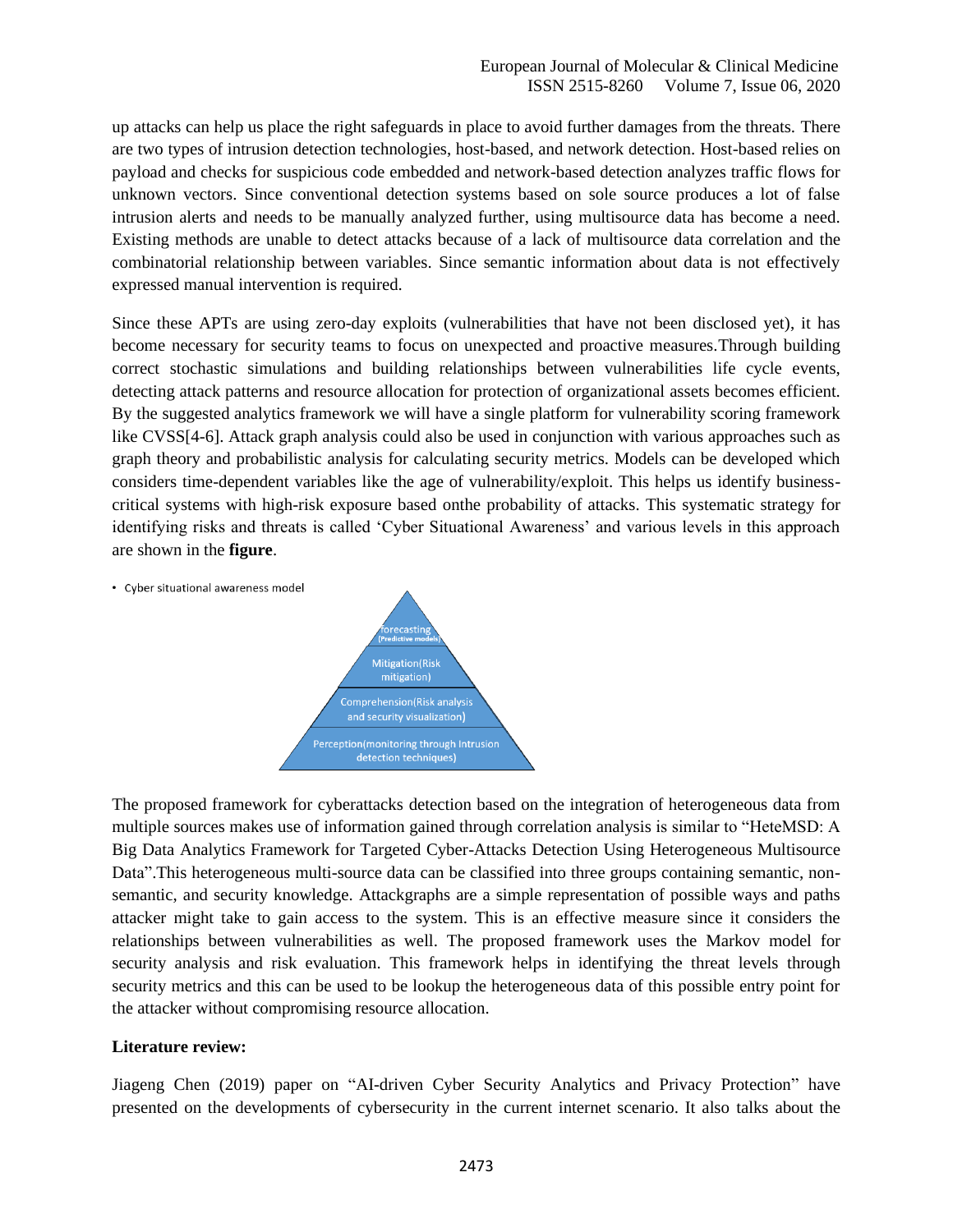up attacks can help us place the right safeguards in place to avoid further damages from the threats. There are two types of intrusion detection technologies, host-based, and network detection. Host-based relies on payload and checks for suspicious code embedded and network-based detection analyzes traffic flows for unknown vectors. Since conventional detection systems based on sole source produces a lot of false intrusion alerts and needs to be manually analyzed further, using multisource data has become a need. Existing methods are unable to detect attacks because of a lack of multisource data correlation and the combinatorial relationship between variables. Since semantic information about data is not effectively expressed manual intervention is required.

Since these APTs are using zero-day exploits (vulnerabilities that have not been disclosed yet), it has become necessary for security teams to focus on unexpected and proactive measures.Through building correct stochastic simulations and building relationships between vulnerabilities life cycle events, detecting attack patterns and resource allocation for protection of organizational assets becomes efficient. By the suggested analytics framework we will have a single platform for vulnerability scoring framework like CVSS[4-6]. Attack graph analysis could also be used in conjunction with various approaches such as graph theory and probabilistic analysis for calculating security metrics. Models can be developed which considers time-dependent variables like the age of vulnerability/exploit. This helps us identify business-critical systems with high-risk exposure based onthe probability of attacks. This systematic strategy for identifying risks and threats is called 'Cyber Situational Awareness' and various levels in this approach are shown in the **figure**.

- Cyber situational awareness model

Forecasting (Predictive models)

Mitigation(Risk mitigation)

Comprehension(Risk analysis and security visualization)

Perception(monitoring through Intrusion detection techniques)

The proposed framework for cyberattacks detection based on the integration of heterogeneous data from multiple sources makes use of information gained through correlation analysis is similar to "HeteMSD: A Big Data Analytics Framework for Targeted Cyber-Attacks Detection Using Heterogeneous Multisource Data".This heterogeneous multi-source data can be classified into three groups containing semantic, non-semantic, and security knowledge. Attackgraphs are a simple representation of possible ways and paths attacker might take to gain access to the system. This is an effective measure since it considers the relationships between vulnerabilities as well. The proposed framework uses the Markov model for security analysis and risk evaluation. This framework helps in identifying the threat levels through security metrics and this can be used to be lookup the heterogeneous data of this possible entry point for the attacker without compromising resource allocation.

**Literature review:**

Jiageng Chen (2019) paper on "AI-driven Cyber Security Analytics and Privacy Protection" have presented on the developments of cybersecurity in the current internet scenario. It also talks about the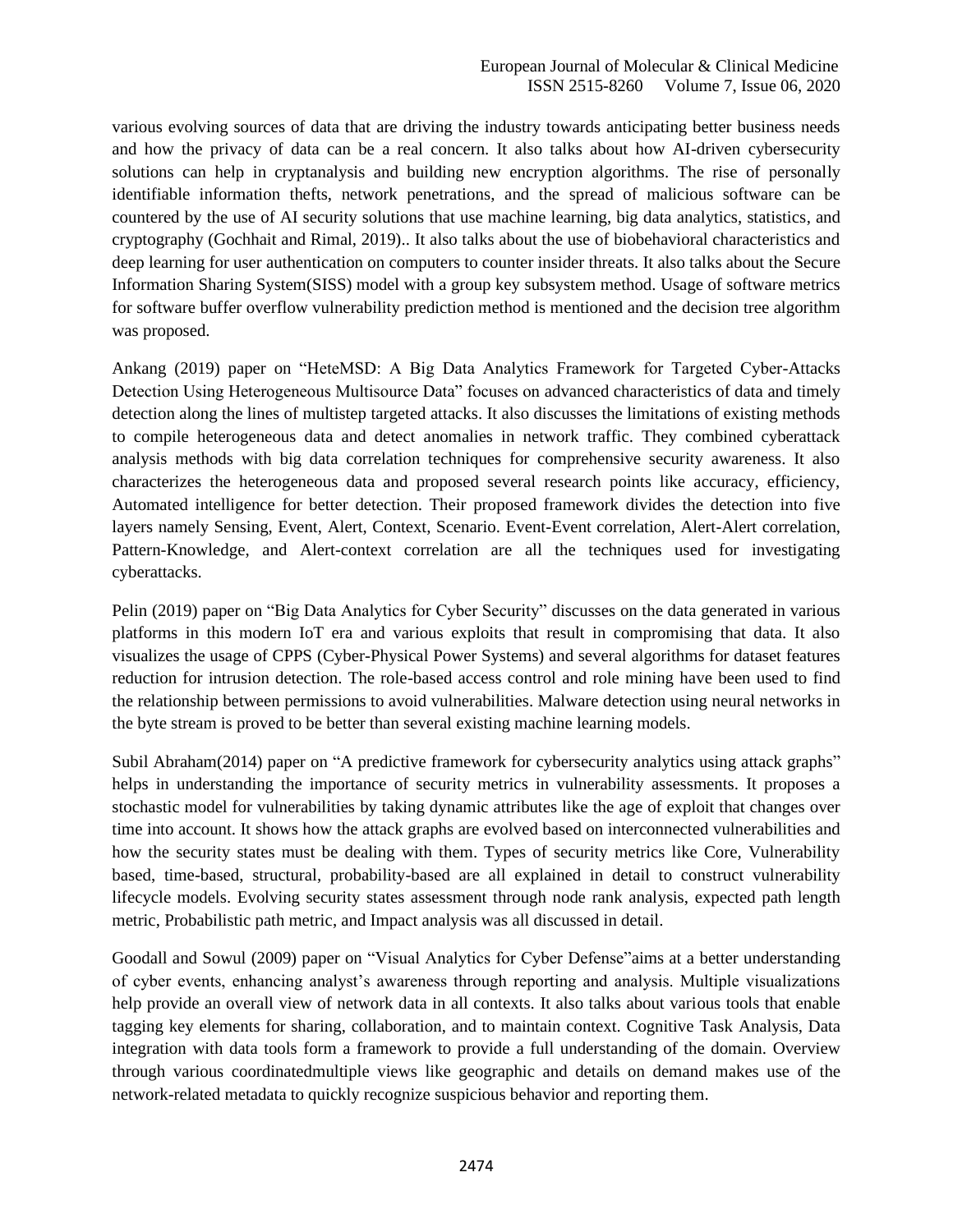various evolving sources of data that are driving the industry towards anticipating better business needs and how the privacy of data can be a real concern. It also talks about how AI-driven cybersecurity solutions can help in cryptanalysis and building new encryption algorithms. The rise of personally identifiable information thefts, network penetrations, and the spread of malicious software can be countered by the use of AI security solutions that use machine learning, big data analytics, statistics, and cryptography (Gochhait and Rimal, 2019).. It also talks about the use of biobehavioral characteristics and deep learning for user authentication on computers to counter insider threats. It also talks about the Secure Information Sharing System(SISS) model with a group key subsystem method. Usage of software metrics for software buffer overflow vulnerability prediction method is mentioned and the decision tree algorithm was proposed.

Ankang (2019) paper on "HeteMSD: A Big Data Analytics Framework for Targeted Cyber-Attacks Detection Using Heterogeneous Multisource Data" focuses on advanced characteristics of data and timely detection along the lines of multistep targeted attacks. It also discusses the limitations of existing methods to compile heterogeneous data and detect anomalies in network traffic. They combined cyberattack analysis methods with big data correlation techniques for comprehensive security awareness. It also characterizes the heterogeneous data and proposed several research points like accuracy, efficiency, Automated intelligence for better detection. Their proposed framework divides the detection into five layers namely Sensing, Event, Alert, Context, Scenario. Event-Event correlation, Alert-Alert correlation, Pattern-Knowledge, and Alert-context correlation are all the techniques used for investigating cyberattacks.

Pelin (2019) paper on "Big Data Analytics for Cyber Security" discusses on the data generated in various platforms in this modern IoT era and various exploits that result in compromising that data. It also visualizes the usage of CPPS (Cyber-Physical Power Systems) and several algorithms for dataset features reduction for intrusion detection. The role-based access control and role mining have been used to find the relationship between permissions to avoid vulnerabilities. Malware detection using neural networks in the byte stream is proved to be better than several existing machine learning models.

Subil Abraham(2014) paper on "A predictive framework for cybersecurity analytics using attack graphs" helps in understanding the importance of security metrics in vulnerability assessments. It proposes a stochastic model for vulnerabilities by taking dynamic attributes like the age of exploit that changes over time into account. It shows how the attack graphs are evolved based on interconnected vulnerabilities and how the security states must be dealing with them. Types of security metrics like Core, Vulnerability based, time-based, structural, probability-based are all explained in detail to construct vulnerability lifecycle models. Evolving security states assessment through node rank analysis, expected path length metric, Probabilistic path metric, and Impact analysis was all discussed in detail.

Goodall and Sowul (2009) paper on "Visual Analytics for Cyber Defense"aims at a better understanding of cyber events, enhancing analyst's awareness through reporting and analysis. Multiple visualizations help provide an overall view of network data in all contexts. It also talks about various tools that enable tagging key elements for sharing, collaboration, and to maintain context. Cognitive Task Analysis, Data integration with data tools form a framework to provide a full understanding of the domain. Overview through various coordinatedmultiple views like geographic and details on demand makes use of the network-related metadata to quickly recognize suspicious behavior and reporting them.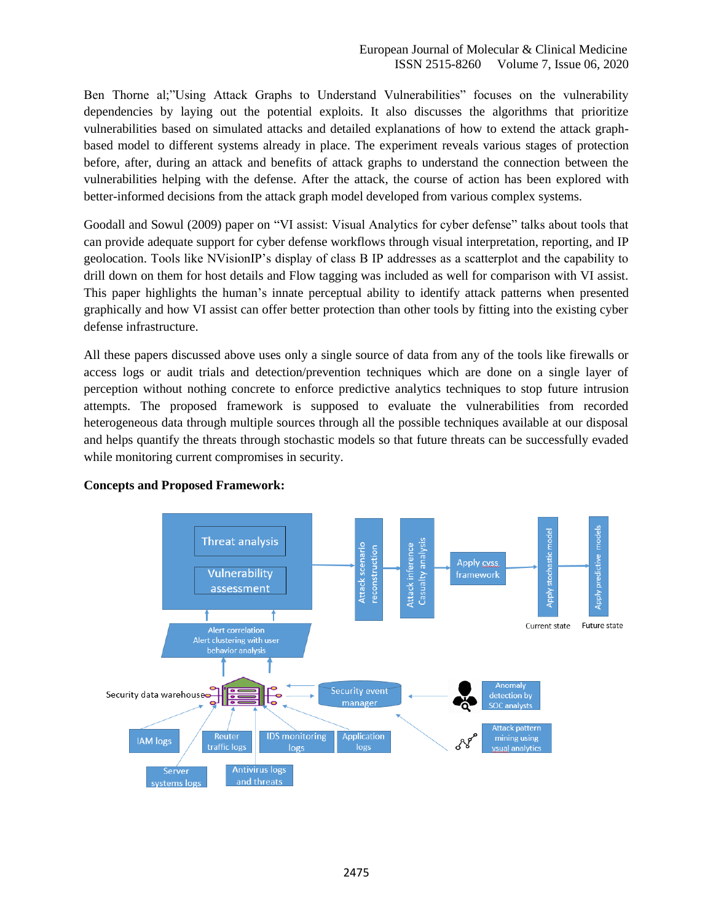Ben Thorne al;"Using Attack Graphs to Understand Vulnerabilities" focuses on the vulnerability dependencies by laying out the potential exploits. It also discusses the algorithms that prioritize vulnerabilities based on simulated attacks and detailed explanations of how to extend the attack graph-based model to different systems already in place. The experiment reveals various stages of protection before, after, during an attack and benefits of attack graphs to understand the connection between the vulnerabilities helping with the defense. After the attack, the course of action has been explored with better-informed decisions from the attack graph model developed from various complex systems.

Goodall and Sowul (2009) paper on "VI assist: Visual Analytics for cyber defense" talks about tools that can provide adequate support for cyber defense workflows through visual interpretation, reporting, and IP geolocation. Tools like NVisionIP's display of class B IP addresses as a scatterplot and the capability to drill down on them for host details and Flow tagging was included as well for comparison with VI assist. This paper highlights the human's innate perceptual ability to identify attack patterns when presented graphically and how VI assist can offer better protection than other tools by fitting into the existing cyber defense infrastructure.

All these papers discussed above uses only a single source of data from any of the tools like firewalls or access logs or audit trials and detection/prevention techniques which are done on a single layer of perception without nothing concrete to enforce predictive analytics techniques to stop future intrusion attempts. The proposed framework is supposed to evaluate the vulnerabilities from recorded heterogeneous data through multiple sources through all the possible techniques available at our disposal and helps quantify the threats through stochastic models so that future threats can be successfully evaded while monitoring current compromises in security.

**Concepts and Proposed Framework:**

Threat analysis

Vulnerability assessment

Attack scenario reconstruction

Attack inference Casualty analysis

Apply cvss framework

Apply stochastic model

Apply predictive models

Current state

Future state

Alert correlation
Alert clustering with user behavior analysis

Security data warehouse

Security event manager

Anomaly detection by SOC analysts

Attack pattern mining using visual analytics

IAM logs

Reuter traffic logs

IDS monitoring logs

Application logs

Server systems logs

Antivirus logs and threats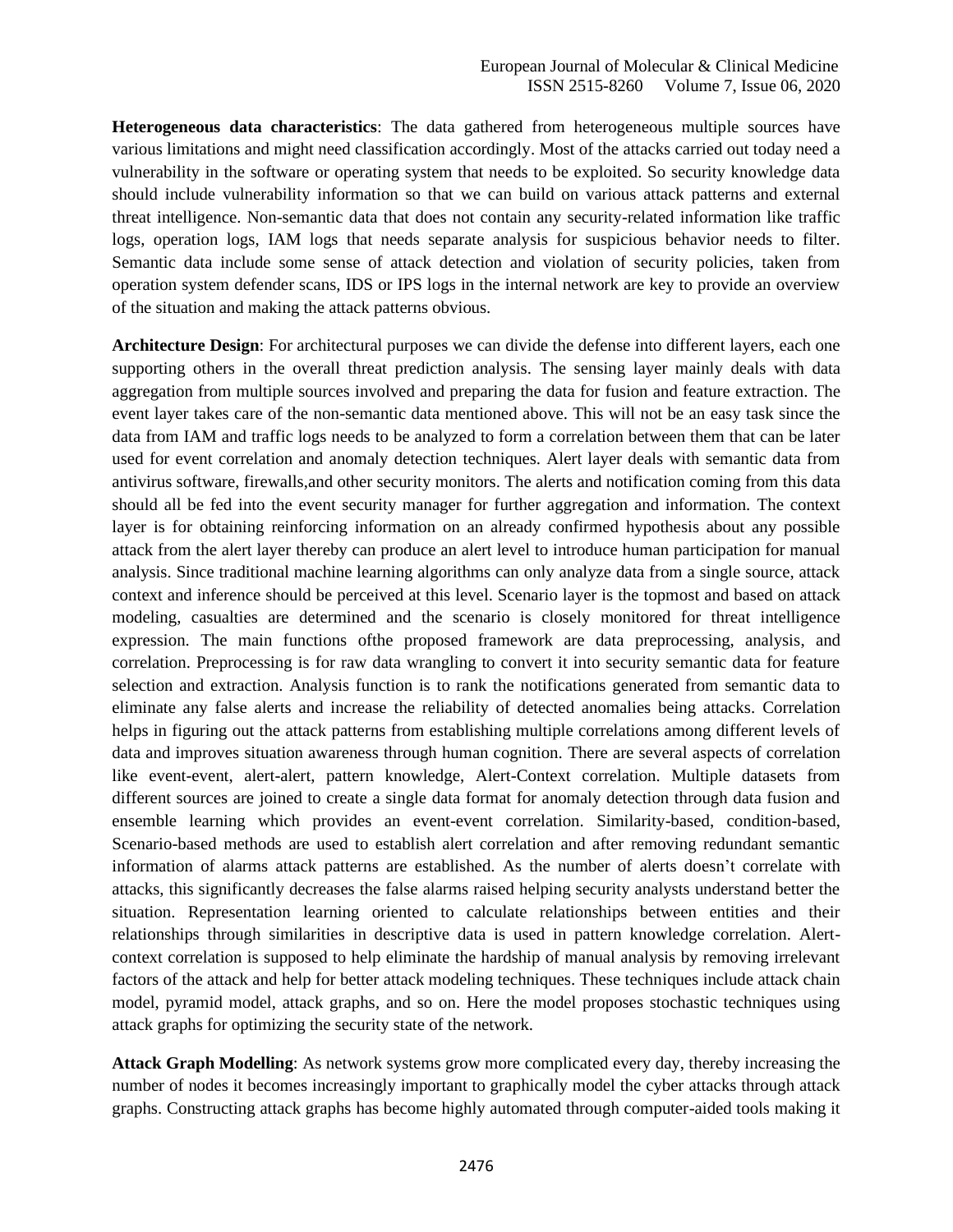**Heterogeneous data characteristics**: The data gathered from heterogeneous multiple sources have various limitations and might need classification accordingly. Most of the attacks carried out today need a vulnerability in the software or operating system that needs to be exploited. So security knowledge data should include vulnerability information so that we can build on various attack patterns and external threat intelligence. Non-semantic data that does not contain any security-related information like traffic logs, operation logs, IAM logs that needs separate analysis for suspicious behavior needs to filter. Semantic data include some sense of attack detection and violation of security policies, taken from operation system defender scans, IDS or IPS logs in the internal network are key to provide an overview of the situation and making the attack patterns obvious.

**Architecture Design**: For architectural purposes we can divide the defense into different layers, each one supporting others in the overall threat prediction analysis. The sensing layer mainly deals with data aggregation from multiple sources involved and preparing the data for fusion and feature extraction. The event layer takes care of the non-semantic data mentioned above. This will not be an easy task since the data from IAM and traffic logs needs to be analyzed to form a correlation between them that can be later used for event correlation and anomaly detection techniques. Alert layer deals with semantic data from antivirus software, firewalls,and other security monitors. The alerts and notification coming from this data should all be fed into the event security manager for further aggregation and information. The context layer is for obtaining reinforcing information on an already confirmed hypothesis about any possible attack from the alert layer thereby can produce an alert level to introduce human participation for manual analysis. Since traditional machine learning algorithms can only analyze data from a single source, attack context and inference should be perceived at this level. Scenario layer is the topmost and based on attack modeling, casualties are determined and the scenario is closely monitored for threat intelligence expression. The main functions ofthe proposed framework are data preprocessing, analysis, and correlation. Preprocessing is for raw data wrangling to convert it into security semantic data for feature selection and extraction. Analysis function is to rank the notifications generated from semantic data to eliminate any false alerts and increase the reliability of detected anomalies being attacks. Correlation helps in figuring out the attack patterns from establishing multiple correlations among different levels of data and improves situation awareness through human cognition. There are several aspects of correlation like event-event, alert-alert, pattern knowledge, Alert-Context correlation. Multiple datasets from different sources are joined to create a single data format for anomaly detection through data fusion and ensemble learning which provides an event-event correlation. Similarity-based, condition-based, Scenario-based methods are used to establish alert correlation and after removing redundant semantic information of alarms attack patterns are established. As the number of alerts doesn't correlate with attacks, this significantly decreases the false alarms raised helping security analysts understand better the situation. Representation learning oriented to calculate relationships between entities and their relationships through similarities in descriptive data is used in pattern knowledge correlation. Alert-context correlation is supposed to help eliminate the hardship of manual analysis by removing irrelevant factors of the attack and help for better attack modeling techniques. These techniques include attack chain model, pyramid model, attack graphs, and so on. Here the model proposes stochastic techniques using attack graphs for optimizing the security state of the network.

**Attack Graph Modelling**: As network systems grow more complicated every day, thereby increasing the number of nodes it becomes increasingly important to graphically model the cyber attacks through attack graphs. Constructing attack graphs has become highly automated through computer-aided tools making it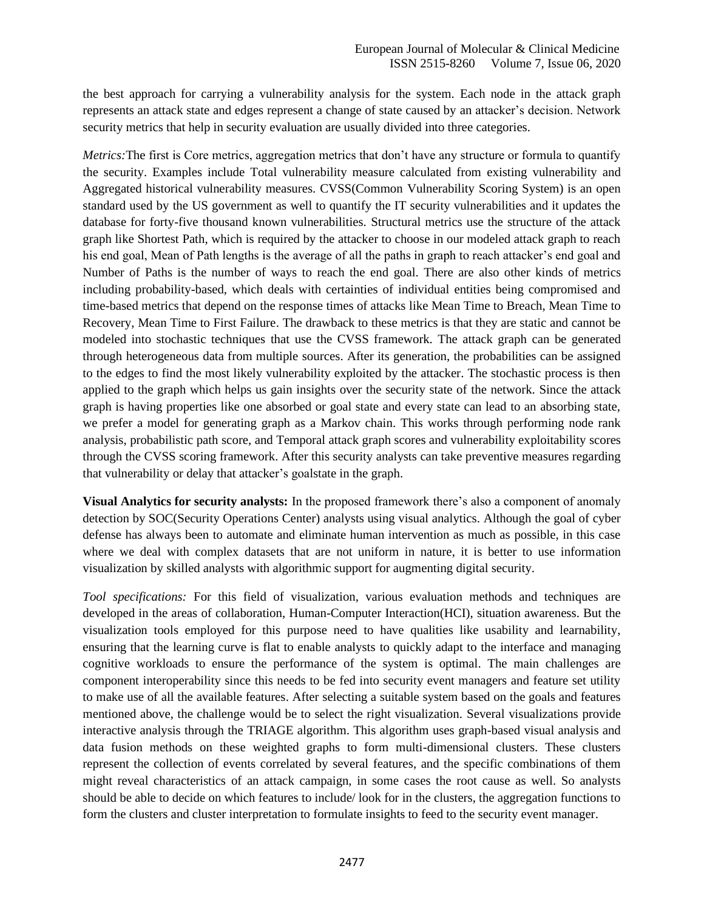the best approach for carrying a vulnerability analysis for the system. Each node in the attack graph represents an attack state and edges represent a change of state caused by an attacker's decision. Network security metrics that help in security evaluation are usually divided into three categories.

*Metrics:*The first is Core metrics, aggregation metrics that don't have any structure or formula to quantify the security. Examples include Total vulnerability measure calculated from existing vulnerability and Aggregated historical vulnerability measures. CVSS(Common Vulnerability Scoring System) is an open standard used by the US government as well to quantify the IT security vulnerabilities and it updates the database for forty-five thousand known vulnerabilities. Structural metrics use the structure of the attack graph like Shortest Path, which is required by the attacker to choose in our modeled attack graph to reach his end goal, Mean of Path lengths is the average of all the paths in graph to reach attacker's end goal and Number of Paths is the number of ways to reach the end goal. There are also other kinds of metrics including probability-based, which deals with certainties of individual entities being compromised and time-based metrics that depend on the response times of attacks like Mean Time to Breach, Mean Time to Recovery, Mean Time to First Failure. The drawback to these metrics is that they are static and cannot be modeled into stochastic techniques that use the CVSS framework. The attack graph can be generated through heterogeneous data from multiple sources. After its generation, the probabilities can be assigned to the edges to find the most likely vulnerability exploited by the attacker. The stochastic process is then applied to the graph which helps us gain insights over the security state of the network. Since the attack graph is having properties like one absorbed or goal state and every state can lead to an absorbing state, we prefer a model for generating graph as a Markov chain. This works through performing node rank analysis, probabilistic path score, and Temporal attack graph scores and vulnerability exploitability scores through the CVSS scoring framework. After this security analysts can take preventive measures regarding that vulnerability or delay that attacker's goalstate in the graph.

**Visual Analytics for security analysts:** In the proposed framework there's also a component of anomaly detection by SOC(Security Operations Center) analysts using visual analytics. Although the goal of cyber defense has always been to automate and eliminate human intervention as much as possible, in this case where we deal with complex datasets that are not uniform in nature, it is better to use information visualization by skilled analysts with algorithmic support for augmenting digital security.

*Tool specifications:* For this field of visualization, various evaluation methods and techniques are developed in the areas of collaboration, Human-Computer Interaction(HCI), situation awareness. But the visualization tools employed for this purpose need to have qualities like usability and learnability, ensuring that the learning curve is flat to enable analysts to quickly adapt to the interface and managing cognitive workloads to ensure the performance of the system is optimal. The main challenges are component interoperability since this needs to be fed into security event managers and feature set utility to make use of all the available features. After selecting a suitable system based on the goals and features mentioned above, the challenge would be to select the right visualization. Several visualizations provide interactive analysis through the TRIAGE algorithm. This algorithm uses graph-based visual analysis and data fusion methods on these weighted graphs to form multi-dimensional clusters. These clusters represent the collection of events correlated by several features, and the specific combinations of them might reveal characteristics of an attack campaign, in some cases the root cause as well. So analysts should be able to decide on which features to include/ look for in the clusters, the aggregation functions to form the clusters and cluster interpretation to formulate insights to feed to the security event manager.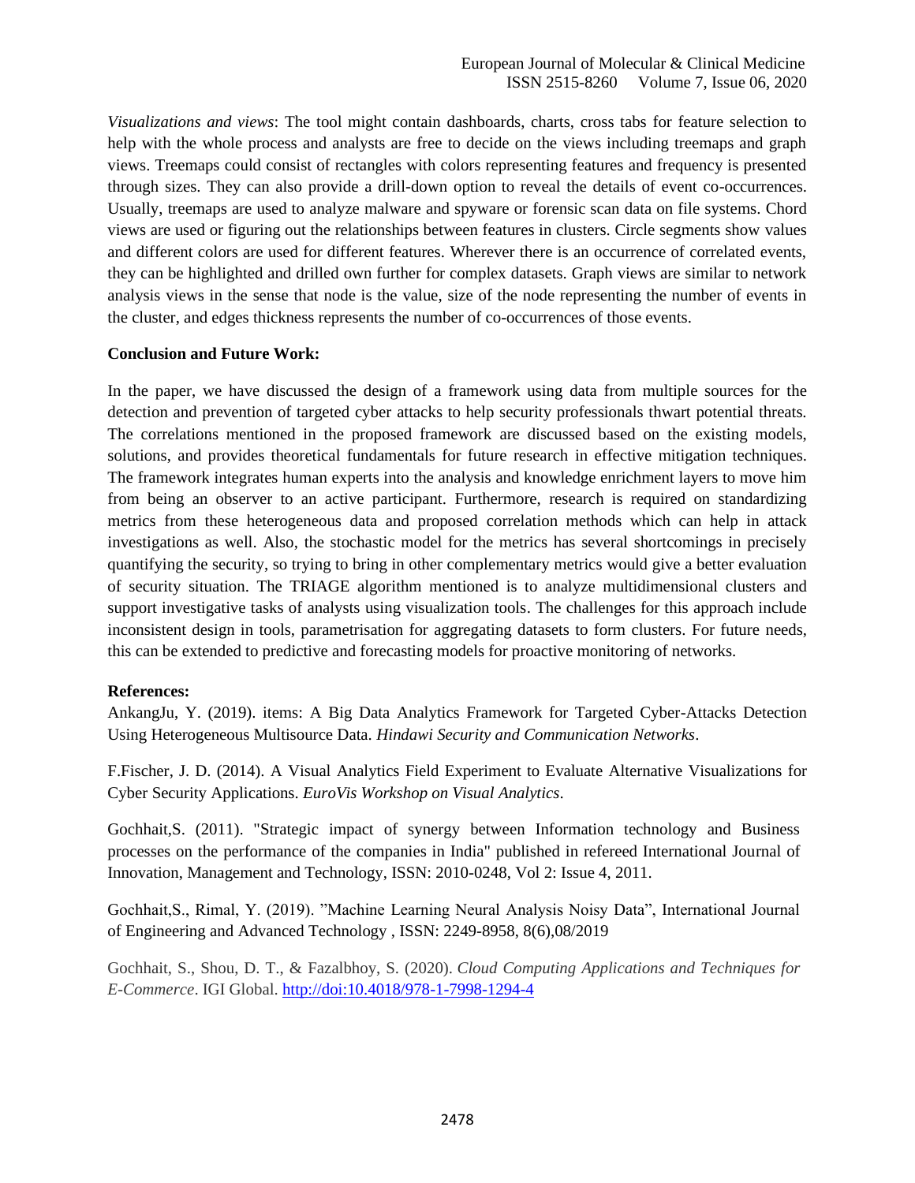*Visualizations and views*: The tool might contain dashboards, charts, cross tabs for feature selection to help with the whole process and analysts are free to decide on the views including treemaps and graph views. Treemaps could consist of rectangles with colors representing features and frequency is presented through sizes. They can also provide a drill-down option to reveal the details of event co-occurrences. Usually, treemaps are used to analyze malware and spyware or forensic scan data on file systems. Chord views are used or figuring out the relationships between features in clusters. Circle segments show values and different colors are used for different features. Wherever there is an occurrence of correlated events, they can be highlighted and drilled own further for complex datasets. Graph views are similar to network analysis views in the sense that node is the value, size of the node representing the number of events in the cluster, and edges thickness represents the number of co-occurrences of those events.

**Conclusion and Future Work:**

In the paper, we have discussed the design of a framework using data from multiple sources for the detection and prevention of targeted cyber attacks to help security professionals thwart potential threats. The correlations mentioned in the proposed framework are discussed based on the existing models, solutions, and provides theoretical fundamentals for future research in effective mitigation techniques. The framework integrates human experts into the analysis and knowledge enrichment layers to move him from being an observer to an active participant. Furthermore, research is required on standardizing metrics from these heterogeneous data and proposed correlation methods which can help in attack investigations as well. Also, the stochastic model for the metrics has several shortcomings in precisely quantifying the security, so trying to bring in other complementary metrics would give a better evaluation of security situation. The TRIAGE algorithm mentioned is to analyze multidimensional clusters and support investigative tasks of analysts using visualization tools. The challenges for this approach include inconsistent design in tools, parametrisation for aggregating datasets to form clusters. For future needs, this can be extended to predictive and forecasting models for proactive monitoring of networks.

**References:**

AnkangJu, Y. (2019). items: A Big Data Analytics Framework for Targeted Cyber-Attacks Detection Using Heterogeneous Multisource Data. *Hindawi Security and Communication Networks*.

F.Fischer, J. D. (2014). A Visual Analytics Field Experiment to Evaluate Alternative Visualizations for Cyber Security Applications. *EuroVis Workshop on Visual Analytics*.

Gochhait,S. (2011). "Strategic impact of synergy between Information technology and Business processes on the performance of the companies in India" published in refereed International Journal of Innovation, Management and Technology, ISSN: 2010-0248, Vol 2: Issue 4, 2011.

Gochhait,S., Rimal, Y. (2019). "Machine Learning Neural Analysis Noisy Data", International Journal of Engineering and Advanced Technology , ISSN: 2249-8958, 8(6),08/2019

Gochhait, S., Shou, D. T., & Fazalbhoy, S. (2020). *Cloud Computing Applications and Techniques for E-Commerce*. IGI Global. http://doi:10.4018/978-1-7998-1294-4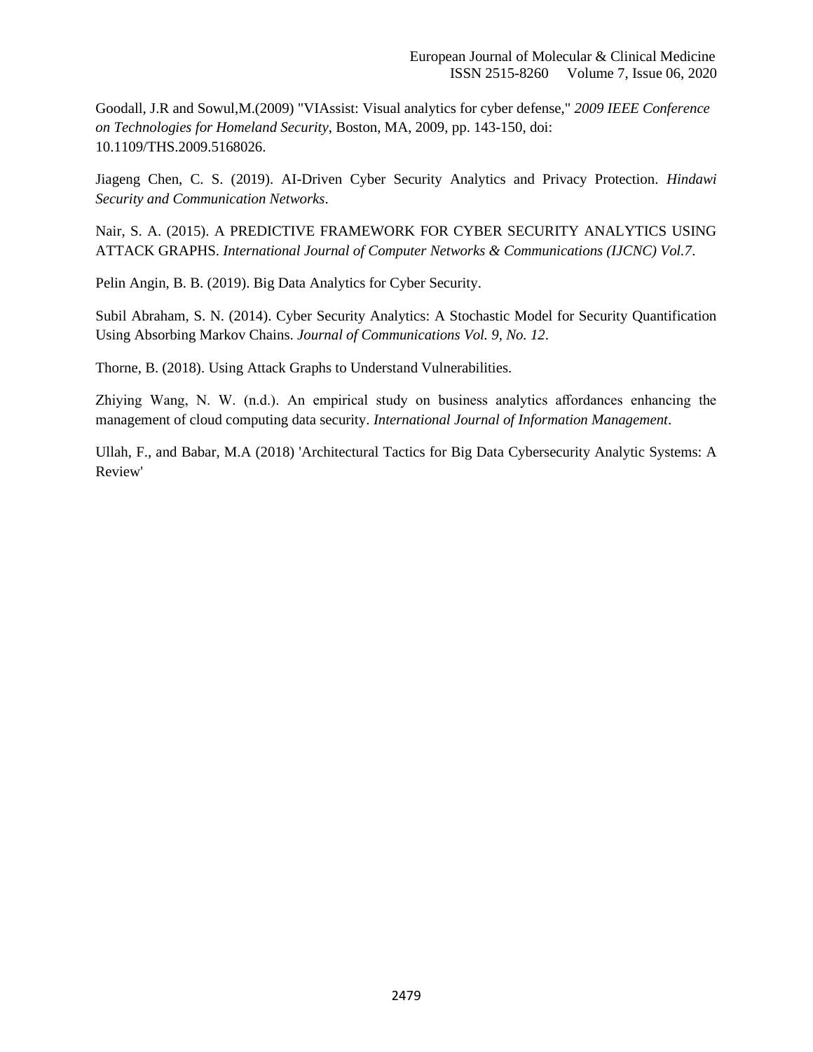Goodall, J.R and Sowul,M.(2009) "VIAssist: Visual analytics for cyber defense," *2009 IEEE Conference on Technologies for Homeland Security*, Boston, MA, 2009, pp. 143-150, doi: 10.1109/THS.2009.5168026.

Jiageng Chen, C. S. (2019). AI-Driven Cyber Security Analytics and Privacy Protection. *Hindawi Security and Communication Networks*.

Nair, S. A. (2015). A PREDICTIVE FRAMEWORK FOR CYBER SECURITY ANALYTICS USING ATTACK GRAPHS. *International Journal of Computer Networks & Communications (IJCNC) Vol.7*.

Pelin Angin, B. B. (2019). Big Data Analytics for Cyber Security.

Subil Abraham, S. N. (2014). Cyber Security Analytics: A Stochastic Model for Security Quantification Using Absorbing Markov Chains. *Journal of Communications Vol. 9, No. 12*.

Thorne, B. (2018). Using Attack Graphs to Understand Vulnerabilities.

Zhiying Wang, N. W. (n.d.). An empirical study on business analytics affordances enhancing the management of cloud computing data security. *International Journal of Information Management*.

Ullah, F., and Babar, M.A (2018) 'Architectural Tactics for Big Data Cybersecurity Analytic Systems: A Review'